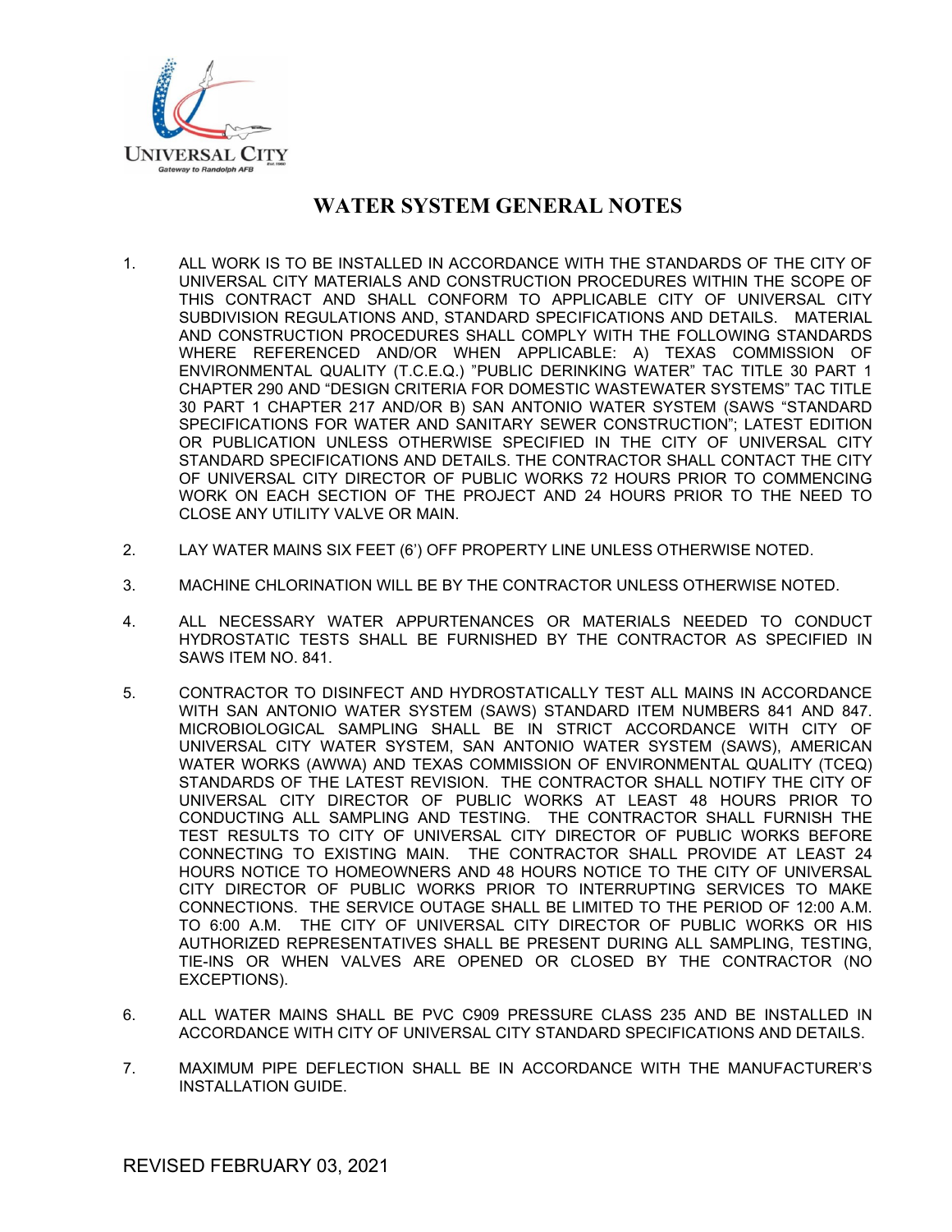# WATER SYSTEM GENERAL NOTES

1. ALL WORK IS TO BE INSTALLED IN ACCORDANCE WITH THE STANDARDS OF THE CITY OF UNIVERSAL CITY MATERIALS AND CONSTRUCTION PROCEDURES WITHIN THE SCOPE OF THIS CONTRACT AND SHALL CONFORM TO APPLICABLE CITY OF UNIVERSAL CITY SUBDIVISION REGULATIONS AND, STANDARD SPECIFICATIONS AND DETAILS. MATERIAL AND CONSTRUCTION PROCEDURES SHALL COMPLY WITH THE FOLLOWING STANDARDS WHERE REFERENCED AND/OR WHEN APPLICABLE: A) TEXAS COMMISSION OF ENVIRONMENTAL QUALITY (T.C.E.Q.) "PUBLIC DERINKING WATER" TAC TITLE 30 PART 1 CHAPTER 290 AND "DESIGN CRITERIA FOR DOMESTIC WASTEWATER SYSTEMS" TAC TITLE 30 PART 1 CHAPTER 217 AND/OR B) SAN ANTONIO WATER SYSTEM (SAWS "STANDARD SPECIFICATIONS FOR WATER AND SANITARY SEWER CONSTRUCTION"; LATEST EDITION OR PUBLICATION UNLESS OTHERWISE SPECIFIED IN THE CITY OF UNIVERSAL CITY STANDARD SPECIFICATIONS AND DETAILS. THE CONTRACTOR SHALL CONTACT THE CITY OF UNIVERSAL CITY DIRECTOR OF PUBLIC WORKS 72 HOURS PRIOR TO COMMENCING WORK ON EACH SECTION OF THE PROJECT AND 24 HOURS PRIOR TO THE NEED TO CLOSE ANY UTILITY VALVE OR MAIN.

2. LAY WATER MAINS SIX FEET (6') OFF PROPERTY LINE UNLESS OTHERWISE NOTED.

3. MACHINE CHLORINATION WILL BE BY THE CONTRACTOR UNLESS OTHERWISE NOTED.

4. ALL NECESSARY WATER APPURTENANCES OR MATERIALS NEEDED TO CONDUCT HYDROSTATIC TESTS SHALL BE FURNISHED BY THE CONTRACTOR AS SPECIFIED IN SAWS ITEM NO. 841.

5. CONTRACTOR TO DISINFECT AND HYDROSTATICALLY TEST ALL MAINS IN ACCORDANCE WITH SAN ANTONIO WATER SYSTEM (SAWS) STANDARD ITEM NUMBERS 841 AND 847. MICROBIOLOGICAL SAMPLING SHALL BE IN STRICT ACCORDANCE WITH CITY OF UNIVERSAL CITY WATER SYSTEM, SAN ANTONIO WATER SYSTEM (SAWS), AMERICAN WATER WORKS (AWWA) AND TEXAS COMMISSION OF ENVIRONMENTAL QUALITY (TCEQ) STANDARDS OF THE LATEST REVISION. THE CONTRACTOR SHALL NOTIFY THE CITY OF UNIVERSAL CITY DIRECTOR OF PUBLIC WORKS AT LEAST 48 HOURS PRIOR TO CONDUCTING ALL SAMPLING AND TESTING. THE CONTRACTOR SHALL FURNISH THE TEST RESULTS TO CITY OF UNIVERSAL CITY DIRECTOR OF PUBLIC WORKS BEFORE CONNECTING TO EXISTING MAIN. THE CONTRACTOR SHALL PROVIDE AT LEAST 24 HOURS NOTICE TO HOMEOWNERS AND 48 HOURS NOTICE TO THE CITY OF UNIVERSAL CITY DIRECTOR OF PUBLIC WORKS PRIOR TO INTERRUPTING SERVICES TO MAKE CONNECTIONS. THE SERVICE OUTAGE SHALL BE LIMITED TO THE PERIOD OF 12:00 A.M. TO 6:00 A.M. THE CITY OF UNIVERSAL CITY DIRECTOR OF PUBLIC WORKS OR HIS AUTHORIZED REPRESENTATIVES SHALL BE PRESENT DURING ALL SAMPLING, TESTING, TIE-INS OR WHEN VALVES ARE OPENED OR CLOSED BY THE CONTRACTOR (NO EXCEPTIONS).

6. ALL WATER MAINS SHALL BE PVC C909 PRESSURE CLASS 235 AND BE INSTALLED IN ACCORDANCE WITH CITY OF UNIVERSAL CITY STANDARD SPECIFICATIONS AND DETAILS.

7. MAXIMUM PIPE DEFLECTION SHALL BE IN ACCORDANCE WITH THE MANUFACTURER'S INSTALLATION GUIDE.

REVISED FEBRUARY 03, 2021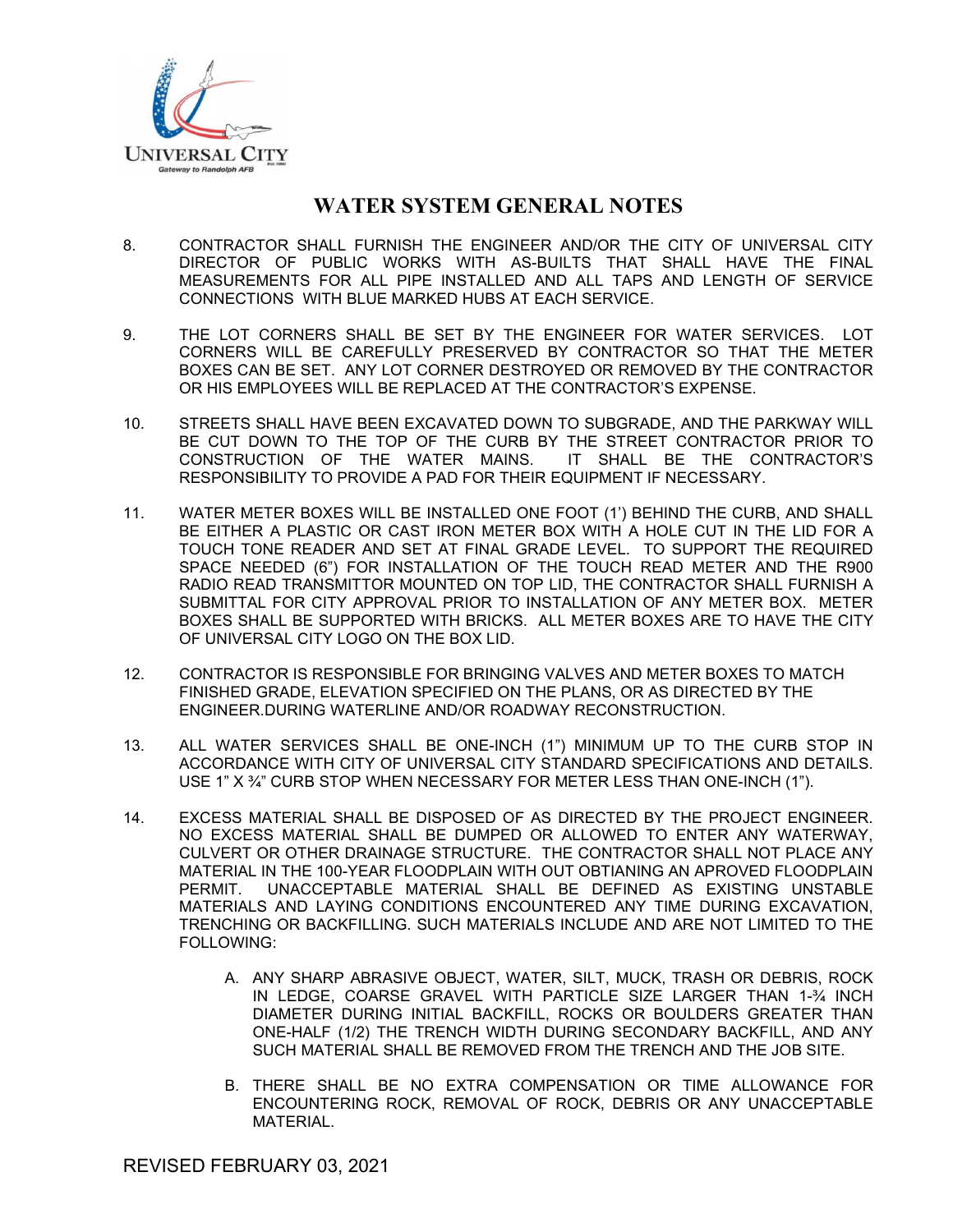# WATER SYSTEM GENERAL NOTES

8. CONTRACTOR SHALL FURNISH THE ENGINEER AND/OR THE CITY OF UNIVERSAL CITY DIRECTOR OF PUBLIC WORKS WITH AS-BUILTS THAT SHALL HAVE THE FINAL MEASUREMENTS FOR ALL PIPE INSTALLED AND ALL TAPS AND LENGTH OF SERVICE CONNECTIONS WITH BLUE MARKED HUBS AT EACH SERVICE.

9. THE LOT CORNERS SHALL BE SET BY THE ENGINEER FOR WATER SERVICES. LOT CORNERS WILL BE CAREFULLY PRESERVED BY CONTRACTOR SO THAT THE METER BOXES CAN BE SET. ANY LOT CORNER DESTROYED OR REMOVED BY THE CONTRACTOR OR HIS EMPLOYEES WILL BE REPLACED AT THE CONTRACTOR'S EXPENSE.

10. STREETS SHALL HAVE BEEN EXCAVATED DOWN TO SUBGRADE, AND THE PARKWAY WILL BE CUT DOWN TO THE TOP OF THE CURB BY THE STREET CONTRACTOR PRIOR TO CONSTRUCTION OF THE WATER MAINS. IT SHALL BE THE CONTRACTOR'S RESPONSIBILITY TO PROVIDE A PAD FOR THEIR EQUIPMENT IF NECESSARY.

11. WATER METER BOXES WILL BE INSTALLED ONE FOOT (1') BEHIND THE CURB, AND SHALL BE EITHER A PLASTIC OR CAST IRON METER BOX WITH A HOLE CUT IN THE LID FOR A TOUCH TONE READER AND SET AT FINAL GRADE LEVEL. TO SUPPORT THE REQUIRED SPACE NEEDED (6") FOR INSTALLATION OF THE TOUCH READ METER AND THE R900 RADIO READ TRANSMITTOR MOUNTED ON TOP LID, THE CONTRACTOR SHALL FURNISH A SUBMITTAL FOR CITY APPROVAL PRIOR TO INSTALLATION OF ANY METER BOX. METER BOXES SHALL BE SUPPORTED WITH BRICKS. ALL METER BOXES ARE TO HAVE THE CITY OF UNIVERSAL CITY LOGO ON THE BOX LID.

12. CONTRACTOR IS RESPONSIBLE FOR BRINGING VALVES AND METER BOXES TO MATCH FINISHED GRADE, ELEVATION SPECIFIED ON THE PLANS, OR AS DIRECTED BY THE ENGINEER.DURING WATERLINE AND/OR ROADWAY RECONSTRUCTION.

13. ALL WATER SERVICES SHALL BE ONE-INCH (1") MINIMUM UP TO THE CURB STOP IN ACCORDANCE WITH CITY OF UNIVERSAL CITY STANDARD SPECIFICATIONS AND DETAILS. USE 1" X ¾" CURB STOP WHEN NECESSARY FOR METER LESS THAN ONE-INCH (1").

14. EXCESS MATERIAL SHALL BE DISPOSED OF AS DIRECTED BY THE PROJECT ENGINEER. NO EXCESS MATERIAL SHALL BE DUMPED OR ALLOWED TO ENTER ANY WATERWAY, CULVERT OR OTHER DRAINAGE STRUCTURE. THE CONTRACTOR SHALL NOT PLACE ANY MATERIAL IN THE 100-YEAR FLOODPLAIN WITH OUT OBTIANING AN APROVED FLOODPLAIN PERMIT. UNACCEPTABLE MATERIAL SHALL BE DEFINED AS EXISTING UNSTABLE MATERIALS AND LAYING CONDITIONS ENCOUNTERED ANY TIME DURING EXCAVATION, TRENCHING OR BACKFILLING. SUCH MATERIALS INCLUDE AND ARE NOT LIMITED TO THE FOLLOWING:

    A. ANY SHARP ABRASIVE OBJECT, WATER, SILT, MUCK, TRASH OR DEBRIS, ROCK IN LEDGE, COARSE GRAVEL WITH PARTICLE SIZE LARGER THAN 1-¾ INCH DIAMETER DURING INITIAL BACKFILL, ROCKS OR BOULDERS GREATER THAN ONE-HALF (1/2) THE TRENCH WIDTH DURING SECONDARY BACKFILL, AND ANY SUCH MATERIAL SHALL BE REMOVED FROM THE TRENCH AND THE JOB SITE.

    B. THERE SHALL BE NO EXTRA COMPENSATION OR TIME ALLOWANCE FOR ENCOUNTERING ROCK, REMOVAL OF ROCK, DEBRIS OR ANY UNACCEPTABLE MATERIAL.

REVISED FEBRUARY 03, 2021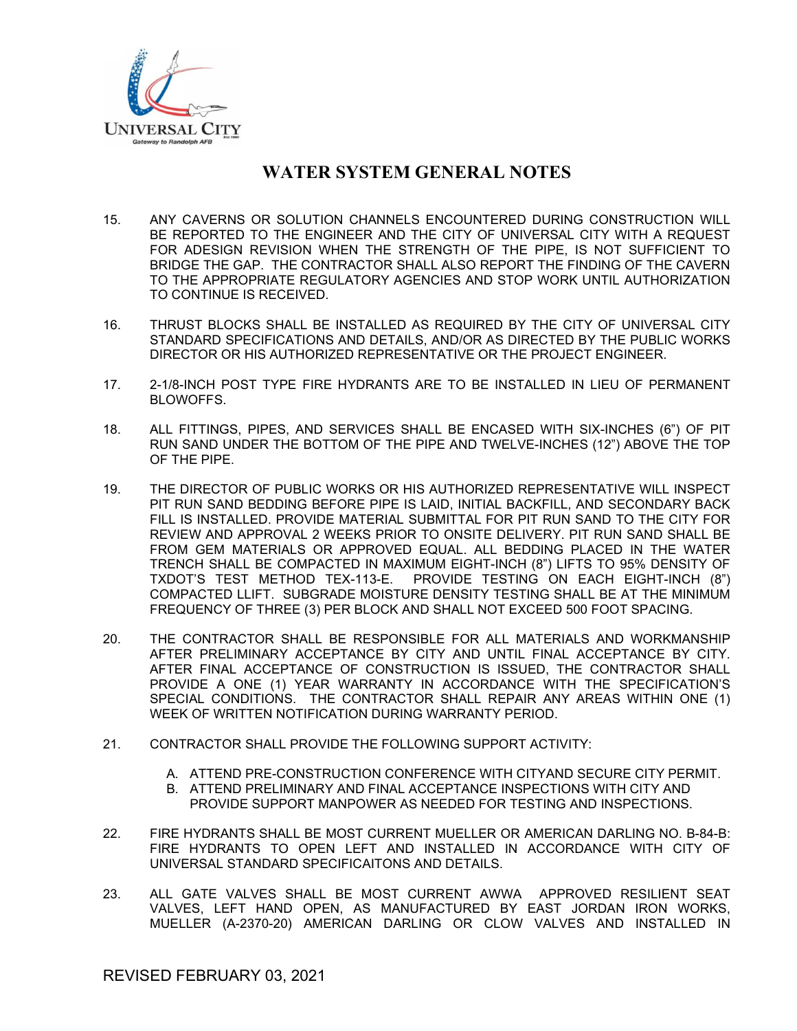# WATER SYSTEM GENERAL NOTES

15. ANY CAVERNS OR SOLUTION CHANNELS ENCOUNTERED DURING CONSTRUCTION WILL BE REPORTED TO THE ENGINEER AND THE CITY OF UNIVERSAL CITY WITH A REQUEST FOR ADESIGN REVISION WHEN THE STRENGTH OF THE PIPE, IS NOT SUFFICIENT TO BRIDGE THE GAP. THE CONTRACTOR SHALL ALSO REPORT THE FINDING OF THE CAVERN TO THE APPROPRIATE REGULATORY AGENCIES AND STOP WORK UNTIL AUTHORIZATION TO CONTINUE IS RECEIVED.

16. THRUST BLOCKS SHALL BE INSTALLED AS REQUIRED BY THE CITY OF UNIVERSAL CITY STANDARD SPECIFICATIONS AND DETAILS, AND/OR AS DIRECTED BY THE PUBLIC WORKS DIRECTOR OR HIS AUTHORIZED REPRESENTATIVE OR THE PROJECT ENGINEER.

17. 2-1/8-INCH POST TYPE FIRE HYDRANTS ARE TO BE INSTALLED IN LIEU OF PERMANENT BLOWOFFS.

18. ALL FITTINGS, PIPES, AND SERVICES SHALL BE ENCASED WITH SIX-INCHES (6") OF PIT RUN SAND UNDER THE BOTTOM OF THE PIPE AND TWELVE-INCHES (12") ABOVE THE TOP OF THE PIPE.

19. THE DIRECTOR OF PUBLIC WORKS OR HIS AUTHORIZED REPRESENTATIVE WILL INSPECT PIT RUN SAND BEDDING BEFORE PIPE IS LAID, INITIAL BACKFILL, AND SECONDARY BACK FILL IS INSTALLED. PROVIDE MATERIAL SUBMITTAL FOR PIT RUN SAND TO THE CITY FOR REVIEW AND APPROVAL 2 WEEKS PRIOR TO ONSITE DELIVERY. PIT RUN SAND SHALL BE FROM GEM MATERIALS OR APPROVED EQUAL. ALL BEDDING PLACED IN THE WATER TRENCH SHALL BE COMPACTED IN MAXIMUM EIGHT-INCH (8") LIFTS TO 95% DENSITY OF TXDOT'S TEST METHOD TEX-113-E. PROVIDE TESTING ON EACH EIGHT-INCH (8") COMPACTED LLIFT. SUBGRADE MOISTURE DENSITY TESTING SHALL BE AT THE MINIMUM FREQUENCY OF THREE (3) PER BLOCK AND SHALL NOT EXCEED 500 FOOT SPACING.

20. THE CONTRACTOR SHALL BE RESPONSIBLE FOR ALL MATERIALS AND WORKMANSHIP AFTER PRELIMINARY ACCEPTANCE BY CITY AND UNTIL FINAL ACCEPTANCE BY CITY. AFTER FINAL ACCEPTANCE OF CONSTRUCTION IS ISSUED, THE CONTRACTOR SHALL PROVIDE A ONE (1) YEAR WARRANTY IN ACCORDANCE WITH THE SPECIFICATION'S SPECIAL CONDITIONS. THE CONTRACTOR SHALL REPAIR ANY AREAS WITHIN ONE (1) WEEK OF WRITTEN NOTIFICATION DURING WARRANTY PERIOD.

21. CONTRACTOR SHALL PROVIDE THE FOLLOWING SUPPORT ACTIVITY:

    A. ATTEND PRE-CONSTRUCTION CONFERENCE WITH CITYAND SECURE CITY PERMIT.
    B. ATTEND PRELIMINARY AND FINAL ACCEPTANCE INSPECTIONS WITH CITY AND PROVIDE SUPPORT MANPOWER AS NEEDED FOR TESTING AND INSPECTIONS.

22. FIRE HYDRANTS SHALL BE MOST CURRENT MUELLER OR AMERICAN DARLING NO. B-84-B: FIRE HYDRANTS TO OPEN LEFT AND INSTALLED IN ACCORDANCE WITH CITY OF UNIVERSAL STANDARD SPECIFICAITONS AND DETAILS.

23. ALL GATE VALVES SHALL BE MOST CURRENT AWWA APPROVED RESILIENT SEAT VALVES, LEFT HAND OPEN, AS MANUFACTURED BY EAST JORDAN IRON WORKS, MUELLER (A-2370-20) AMERICAN DARLING OR CLOW VALVES AND INSTALLED IN

REVISED FEBRUARY 03, 2021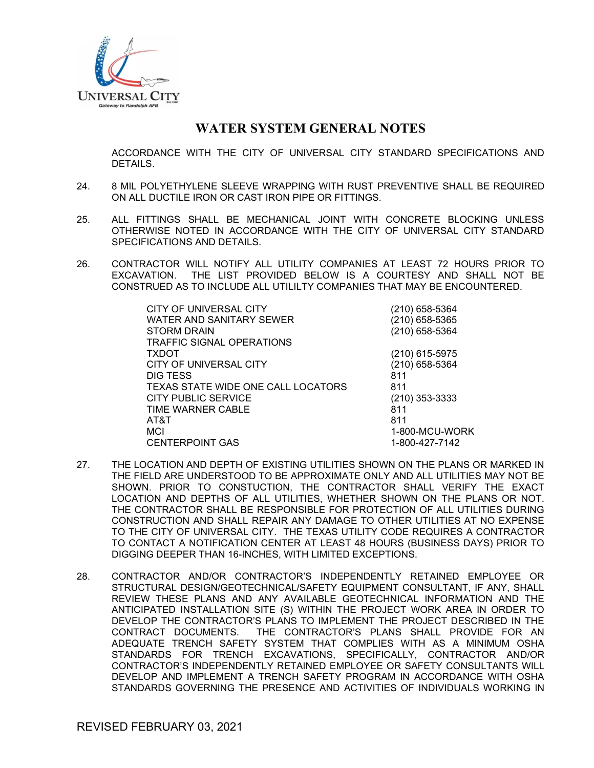# WATER SYSTEM GENERAL NOTES

ACCORDANCE WITH THE CITY OF UNIVERSAL CITY STANDARD SPECIFICATIONS AND DETAILS.

24. 8 MIL POLYETHYLENE SLEEVE WRAPPING WITH RUST PREVENTIVE SHALL BE REQUIRED ON ALL DUCTILE IRON OR CAST IRON PIPE OR FITTINGS.

25. ALL FITTINGS SHALL BE MECHANICAL JOINT WITH CONCRETE BLOCKING UNLESS OTHERWISE NOTED IN ACCORDANCE WITH THE CITY OF UNIVERSAL CITY STANDARD SPECIFICATIONS AND DETAILS.

26. CONTRACTOR WILL NOTIFY ALL UTILITY COMPANIES AT LEAST 72 HOURS PRIOR TO EXCAVATION. THE LIST PROVIDED BELOW IS A COURTESY AND SHALL NOT BE CONSTRUED AS TO INCLUDE ALL UTILILTY COMPANIES THAT MAY BE ENCOUNTERED.

| | |
|---|---|
| CITY OF UNIVERSAL CITY | (210) 658-5364 |
| WATER AND SANITARY SEWER | (210) 658-5365 |
| STORM DRAIN | (210) 658-5364 |
| TRAFFIC SIGNAL OPERATIONS | |
| TXDOT | (210) 615-5975 |
| CITY OF UNIVERSAL CITY | (210) 658-5364 |
| DIG TESS | 811 |
| TEXAS STATE WIDE ONE CALL LOCATORS | 811 |
| CITY PUBLIC SERVICE | (210) 353-3333 |
| TIME WARNER CABLE | 811 |
| AT&T | 811 |
| MCI | 1-800-MCU-WORK |
| CENTERPOINT GAS | 1-800-427-7142 |

27. THE LOCATION AND DEPTH OF EXISTING UTILITIES SHOWN ON THE PLANS OR MARKED IN THE FIELD ARE UNDERSTOOD TO BE APPROXIMATE ONLY AND ALL UTILITIES MAY NOT BE SHOWN. PRIOR TO CONSTUCTION, THE CONTRACTOR SHALL VERIFY THE EXACT LOCATION AND DEPTHS OF ALL UTILITIES, WHETHER SHOWN ON THE PLANS OR NOT. THE CONTRACTOR SHALL BE RESPONSIBLE FOR PROTECTION OF ALL UTILITIES DURING CONSTRUCTION AND SHALL REPAIR ANY DAMAGE TO OTHER UTILITIES AT NO EXPENSE TO THE CITY OF UNIVERSAL CITY. THE TEXAS UTILITY CODE REQUIRES A CONTRACTOR TO CONTACT A NOTIFICATION CENTER AT LEAST 48 HOURS (BUSINESS DAYS) PRIOR TO DIGGING DEEPER THAN 16-INCHES, WITH LIMITED EXCEPTIONS.

28. CONTRACTOR AND/OR CONTRACTOR'S INDEPENDENTLY RETAINED EMPLOYEE OR STRUCTURAL DESIGN/GEOTECHNICAL/SAFETY EQUIPMENT CONSULTANT, IF ANY, SHALL REVIEW THESE PLANS AND ANY AVAILABLE GEOTECHNICAL INFORMATION AND THE ANTICIPATED INSTALLATION SITE (S) WITHIN THE PROJECT WORK AREA IN ORDER TO DEVELOP THE CONTRACTOR'S PLANS TO IMPLEMENT THE PROJECT DESCRIBED IN THE CONTRACT DOCUMENTS. THE CONTRACTOR'S PLANS SHALL PROVIDE FOR AN ADEQUATE TRENCH SAFETY SYSTEM THAT COMPLIES WITH AS A MINIMUM OSHA STANDARDS FOR TRENCH EXCAVATIONS, SPECIFICALLY, CONTRACTOR AND/OR CONTRACTOR'S INDEPENDENTLY RETAINED EMPLOYEE OR SAFETY CONSULTANTS WILL DEVELOP AND IMPLEMENT A TRENCH SAFETY PROGRAM IN ACCORDANCE WITH OSHA STANDARDS GOVERNING THE PRESENCE AND ACTIVITIES OF INDIVIDUALS WORKING IN

REVISED FEBRUARY 03, 2021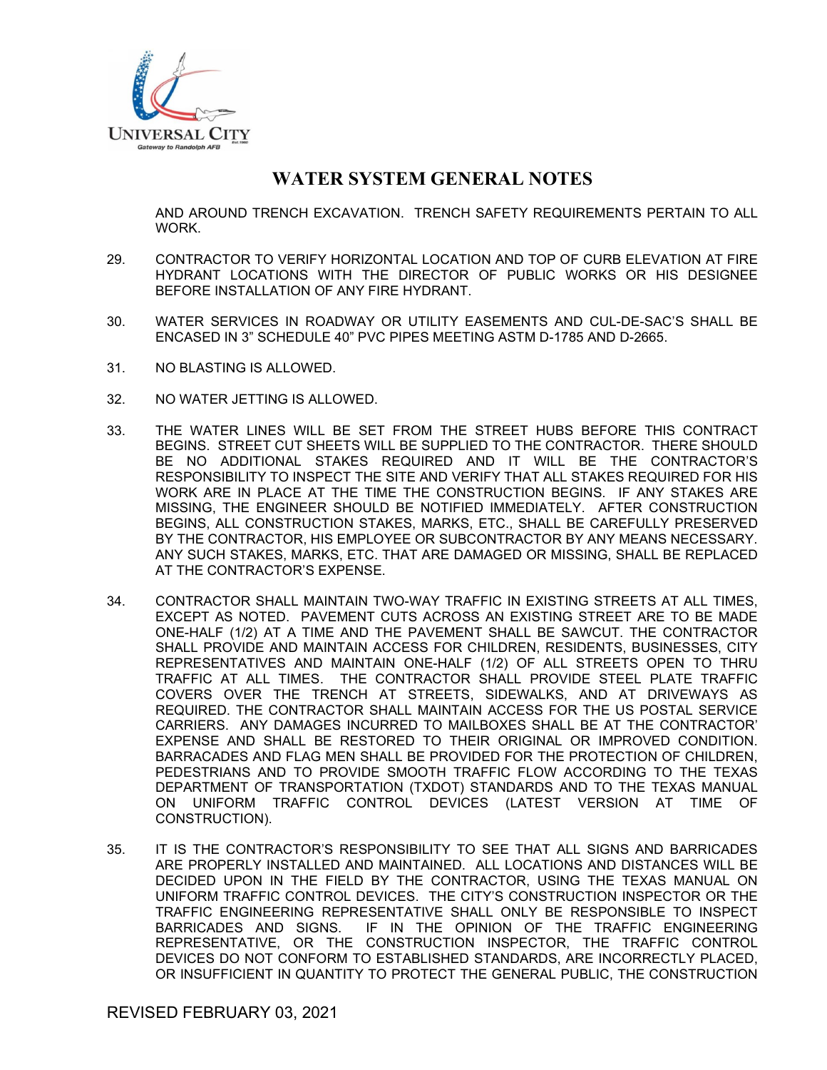# WATER SYSTEM GENERAL NOTES

AND AROUND TRENCH EXCAVATION. TRENCH SAFETY REQUIREMENTS PERTAIN TO ALL WORK.

29. CONTRACTOR TO VERIFY HORIZONTAL LOCATION AND TOP OF CURB ELEVATION AT FIRE HYDRANT LOCATIONS WITH THE DIRECTOR OF PUBLIC WORKS OR HIS DESIGNEE BEFORE INSTALLATION OF ANY FIRE HYDRANT.

30. WATER SERVICES IN ROADWAY OR UTILITY EASEMENTS AND CUL-DE-SAC'S SHALL BE ENCASED IN 3" SCHEDULE 40" PVC PIPES MEETING ASTM D-1785 AND D-2665.

31. NO BLASTING IS ALLOWED.

32. NO WATER JETTING IS ALLOWED.

33. THE WATER LINES WILL BE SET FROM THE STREET HUBS BEFORE THIS CONTRACT BEGINS. STREET CUT SHEETS WILL BE SUPPLIED TO THE CONTRACTOR. THERE SHOULD BE NO ADDITIONAL STAKES REQUIRED AND IT WILL BE THE CONTRACTOR'S RESPONSIBILITY TO INSPECT THE SITE AND VERIFY THAT ALL STAKES REQUIRED FOR HIS WORK ARE IN PLACE AT THE TIME THE CONSTRUCTION BEGINS. IF ANY STAKES ARE MISSING, THE ENGINEER SHOULD BE NOTIFIED IMMEDIATELY. AFTER CONSTRUCTION BEGINS, ALL CONSTRUCTION STAKES, MARKS, ETC., SHALL BE CAREFULLY PRESERVED BY THE CONTRACTOR, HIS EMPLOYEE OR SUBCONTRACTOR BY ANY MEANS NECESSARY. ANY SUCH STAKES, MARKS, ETC. THAT ARE DAMAGED OR MISSING, SHALL BE REPLACED AT THE CONTRACTOR'S EXPENSE.

34. CONTRACTOR SHALL MAINTAIN TWO-WAY TRAFFIC IN EXISTING STREETS AT ALL TIMES, EXCEPT AS NOTED. PAVEMENT CUTS ACROSS AN EXISTING STREET ARE TO BE MADE ONE-HALF (1/2) AT A TIME AND THE PAVEMENT SHALL BE SAWCUT. THE CONTRACTOR SHALL PROVIDE AND MAINTAIN ACCESS FOR CHILDREN, RESIDENTS, BUSINESSES, CITY REPRESENTATIVES AND MAINTAIN ONE-HALF (1/2) OF ALL STREETS OPEN TO THRU TRAFFIC AT ALL TIMES. THE CONTRACTOR SHALL PROVIDE STEEL PLATE TRAFFIC COVERS OVER THE TRENCH AT STREETS, SIDEWALKS, AND AT DRIVEWAYS AS REQUIRED. THE CONTRACTOR SHALL MAINTAIN ACCESS FOR THE US POSTAL SERVICE CARRIERS. ANY DAMAGES INCURRED TO MAILBOXES SHALL BE AT THE CONTRACTOR' EXPENSE AND SHALL BE RESTORED TO THEIR ORIGINAL OR IMPROVED CONDITION. BARRACADES AND FLAG MEN SHALL BE PROVIDED FOR THE PROTECTION OF CHILDREN, PEDESTRIANS AND TO PROVIDE SMOOTH TRAFFIC FLOW ACCORDING TO THE TEXAS DEPARTMENT OF TRANSPORTATION (TXDOT) STANDARDS AND TO THE TEXAS MANUAL ON UNIFORM TRAFFIC CONTROL DEVICES (LATEST VERSION AT TIME OF CONSTRUCTION).

35. IT IS THE CONTRACTOR'S RESPONSIBILITY TO SEE THAT ALL SIGNS AND BARRICADES ARE PROPERLY INSTALLED AND MAINTAINED. ALL LOCATIONS AND DISTANCES WILL BE DECIDED UPON IN THE FIELD BY THE CONTRACTOR, USING THE TEXAS MANUAL ON UNIFORM TRAFFIC CONTROL DEVICES. THE CITY'S CONSTRUCTION INSPECTOR OR THE TRAFFIC ENGINEERING REPRESENTATIVE SHALL ONLY BE RESPONSIBLE TO INSPECT BARRICADES AND SIGNS. IF IN THE OPINION OF THE TRAFFIC ENGINEERING REPRESENTATIVE, OR THE CONSTRUCTION INSPECTOR, THE TRAFFIC CONTROL DEVICES DO NOT CONFORM TO ESTABLISHED STANDARDS, ARE INCORRECTLY PLACED, OR INSUFFICIENT IN QUANTITY TO PROTECT THE GENERAL PUBLIC, THE CONSTRUCTION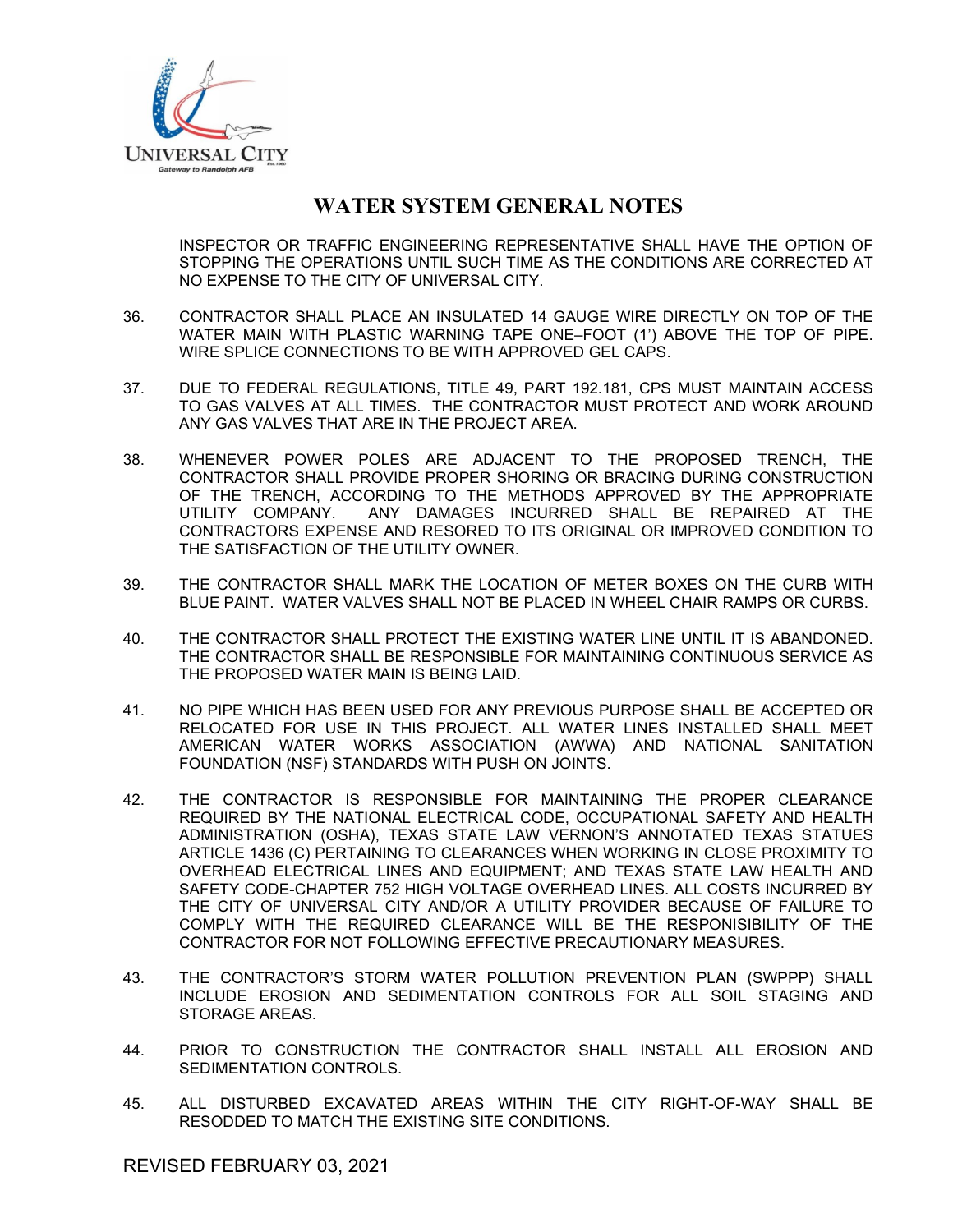# WATER SYSTEM GENERAL NOTES

INSPECTOR OR TRAFFIC ENGINEERING REPRESENTATIVE SHALL HAVE THE OPTION OF STOPPING THE OPERATIONS UNTIL SUCH TIME AS THE CONDITIONS ARE CORRECTED AT NO EXPENSE TO THE CITY OF UNIVERSAL CITY.

36. CONTRACTOR SHALL PLACE AN INSULATED 14 GAUGE WIRE DIRECTLY ON TOP OF THE WATER MAIN WITH PLASTIC WARNING TAPE ONE–FOOT (1') ABOVE THE TOP OF PIPE. WIRE SPLICE CONNECTIONS TO BE WITH APPROVED GEL CAPS.

37. DUE TO FEDERAL REGULATIONS, TITLE 49, PART 192.181, CPS MUST MAINTAIN ACCESS TO GAS VALVES AT ALL TIMES. THE CONTRACTOR MUST PROTECT AND WORK AROUND ANY GAS VALVES THAT ARE IN THE PROJECT AREA.

38. WHENEVER POWER POLES ARE ADJACENT TO THE PROPOSED TRENCH, THE CONTRACTOR SHALL PROVIDE PROPER SHORING OR BRACING DURING CONSTRUCTION OF THE TRENCH, ACCORDING TO THE METHODS APPROVED BY THE APPROPRIATE UTILITY COMPANY. ANY DAMAGES INCURRED SHALL BE REPAIRED AT THE CONTRACTORS EXPENSE AND RESORED TO ITS ORIGINAL OR IMPROVED CONDITION TO THE SATISFACTION OF THE UTILITY OWNER.

39. THE CONTRACTOR SHALL MARK THE LOCATION OF METER BOXES ON THE CURB WITH BLUE PAINT. WATER VALVES SHALL NOT BE PLACED IN WHEEL CHAIR RAMPS OR CURBS.

40. THE CONTRACTOR SHALL PROTECT THE EXISTING WATER LINE UNTIL IT IS ABANDONED. THE CONTRACTOR SHALL BE RESPONSIBLE FOR MAINTAINING CONTINUOUS SERVICE AS THE PROPOSED WATER MAIN IS BEING LAID.

41. NO PIPE WHICH HAS BEEN USED FOR ANY PREVIOUS PURPOSE SHALL BE ACCEPTED OR RELOCATED FOR USE IN THIS PROJECT. ALL WATER LINES INSTALLED SHALL MEET AMERICAN WATER WORKS ASSOCIATION (AWWA) AND NATIONAL SANITATION FOUNDATION (NSF) STANDARDS WITH PUSH ON JOINTS.

42. THE CONTRACTOR IS RESPONSIBLE FOR MAINTAINING THE PROPER CLEARANCE REQUIRED BY THE NATIONAL ELECTRICAL CODE, OCCUPATIONAL SAFETY AND HEALTH ADMINISTRATION (OSHA), TEXAS STATE LAW VERNON'S ANNOTATED TEXAS STATUES ARTICLE 1436 (C) PERTAINING TO CLEARANCES WHEN WORKING IN CLOSE PROXIMITY TO OVERHEAD ELECTRICAL LINES AND EQUIPMENT; AND TEXAS STATE LAW HEALTH AND SAFETY CODE-CHAPTER 752 HIGH VOLTAGE OVERHEAD LINES. ALL COSTS INCURRED BY THE CITY OF UNIVERSAL CITY AND/OR A UTILITY PROVIDER BECAUSE OF FAILURE TO COMPLY WITH THE REQUIRED CLEARANCE WILL BE THE RESPONISIBILITY OF THE CONTRACTOR FOR NOT FOLLOWING EFFECTIVE PRECAUTIONARY MEASURES.

43. THE CONTRACTOR'S STORM WATER POLLUTION PREVENTION PLAN (SWPPP) SHALL INCLUDE EROSION AND SEDIMENTATION CONTROLS FOR ALL SOIL STAGING AND STORAGE AREAS.

44. PRIOR TO CONSTRUCTION THE CONTRACTOR SHALL INSTALL ALL EROSION AND SEDIMENTATION CONTROLS.

45. ALL DISTURBED EXCAVATED AREAS WITHIN THE CITY RIGHT-OF-WAY SHALL BE RESODDED TO MATCH THE EXISTING SITE CONDITIONS.

REVISED FEBRUARY 03, 2021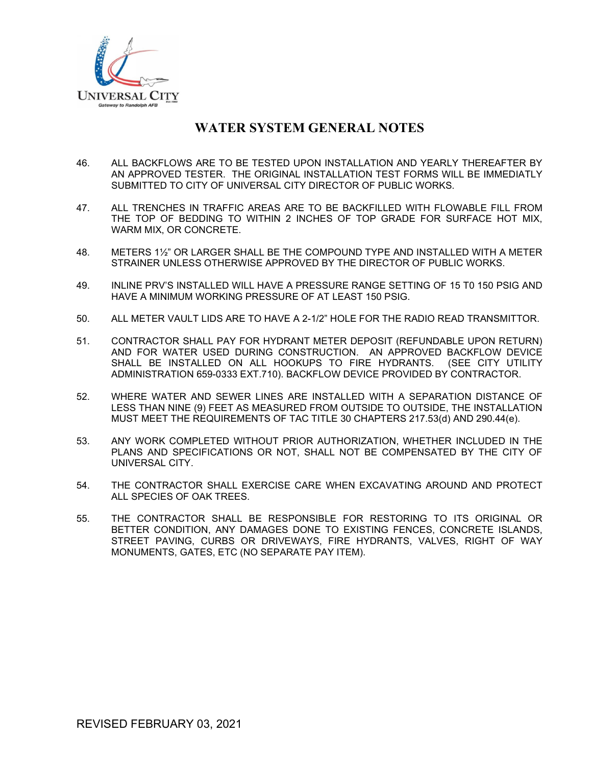# WATER SYSTEM GENERAL NOTES

46. ALL BACKFLOWS ARE TO BE TESTED UPON INSTALLATION AND YEARLY THEREAFTER BY AN APPROVED TESTER. THE ORIGINAL INSTALLATION TEST FORMS WILL BE IMMEDIATLY SUBMITTED TO CITY OF UNIVERSAL CITY DIRECTOR OF PUBLIC WORKS.

47. ALL TRENCHES IN TRAFFIC AREAS ARE TO BE BACKFILLED WITH FLOWABLE FILL FROM THE TOP OF BEDDING TO WITHIN 2 INCHES OF TOP GRADE FOR SURFACE HOT MIX, WARM MIX, OR CONCRETE.

48. METERS 1½" OR LARGER SHALL BE THE COMPOUND TYPE AND INSTALLED WITH A METER STRAINER UNLESS OTHERWISE APPROVED BY THE DIRECTOR OF PUBLIC WORKS.

49. INLINE PRV'S INSTALLED WILL HAVE A PRESSURE RANGE SETTING OF 15 T0 150 PSIG AND HAVE A MINIMUM WORKING PRESSURE OF AT LEAST 150 PSIG.

50. ALL METER VAULT LIDS ARE TO HAVE A 2-1/2" HOLE FOR THE RADIO READ TRANSMITTOR.

51. CONTRACTOR SHALL PAY FOR HYDRANT METER DEPOSIT (REFUNDABLE UPON RETURN) AND FOR WATER USED DURING CONSTRUCTION. AN APPROVED BACKFLOW DEVICE SHALL BE INSTALLED ON ALL HOOKUPS TO FIRE HYDRANTS. (SEE CITY UTILITY ADMINISTRATION 659-0333 EXT.710). BACKFLOW DEVICE PROVIDED BY CONTRACTOR.

52. WHERE WATER AND SEWER LINES ARE INSTALLED WITH A SEPARATION DISTANCE OF LESS THAN NINE (9) FEET AS MEASURED FROM OUTSIDE TO OUTSIDE, THE INSTALLATION MUST MEET THE REQUIREMENTS OF TAC TITLE 30 CHAPTERS 217.53(d) AND 290.44(e).

53. ANY WORK COMPLETED WITHOUT PRIOR AUTHORIZATION, WHETHER INCLUDED IN THE PLANS AND SPECIFICATIONS OR NOT, SHALL NOT BE COMPENSATED BY THE CITY OF UNIVERSAL CITY.

54. THE CONTRACTOR SHALL EXERCISE CARE WHEN EXCAVATING AROUND AND PROTECT ALL SPECIES OF OAK TREES.

55. THE CONTRACTOR SHALL BE RESPONSIBLE FOR RESTORING TO ITS ORIGINAL OR BETTER CONDITION, ANY DAMAGES DONE TO EXISTING FENCES, CONCRETE ISLANDS, STREET PAVING, CURBS OR DRIVEWAYS, FIRE HYDRANTS, VALVES, RIGHT OF WAY MONUMENTS, GATES, ETC (NO SEPARATE PAY ITEM).

REVISED FEBRUARY 03, 2021